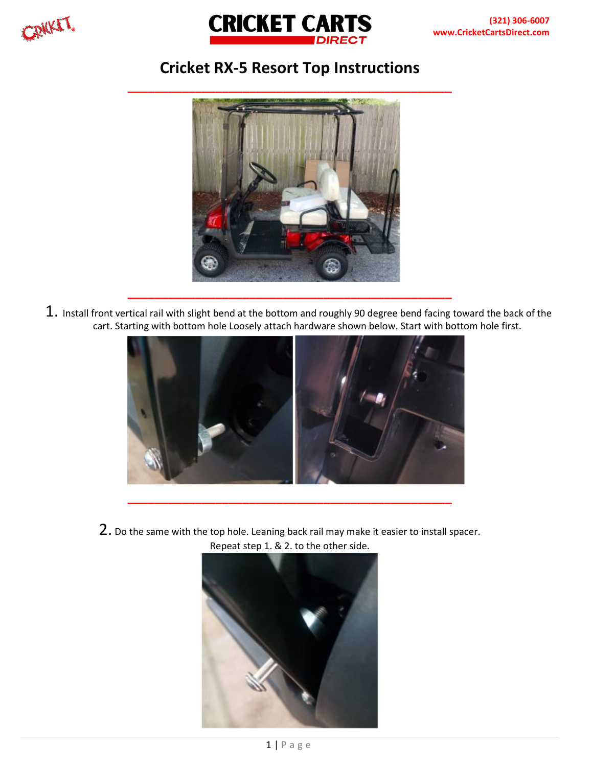CRICKET CARTS DIRECT

(321) 306-6007
www.CricketCartsDirect.com

# Cricket RX-5 Resort Top Instructions

1. Install front vertical rail with slight bend at the bottom and roughly 90 degree bend facing toward the back of the cart. Starting with bottom hole Loosely attach hardware shown below. Start with bottom hole first.

2. Do the same with the top hole. Leaning back rail may make it easier to install spacer. Repeat step 1. & 2. to the other side.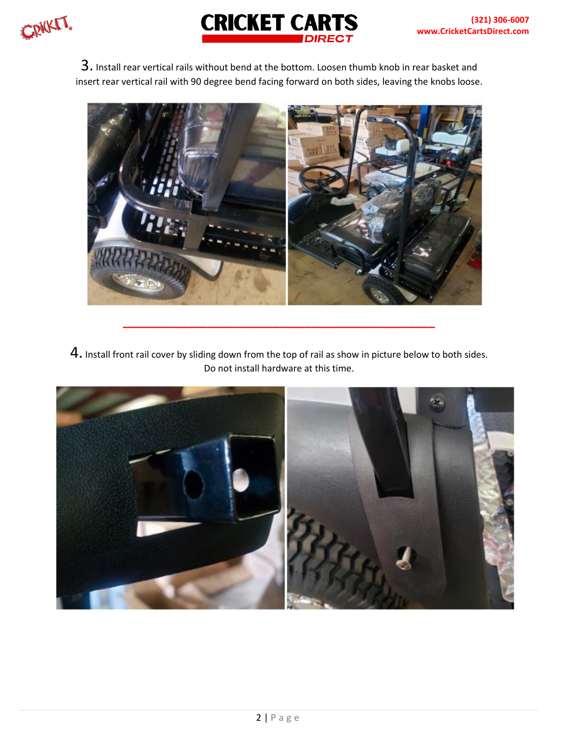3. Install rear vertical rails without bend at the bottom. Loosen thumb knob in rear basket and insert rear vertical rail with 90 degree bend facing forward on both sides, leaving the knobs loose.

---

4. Install front rail cover by sliding down from the top of rail as show in picture below to both sides. Do not install hardware at this time.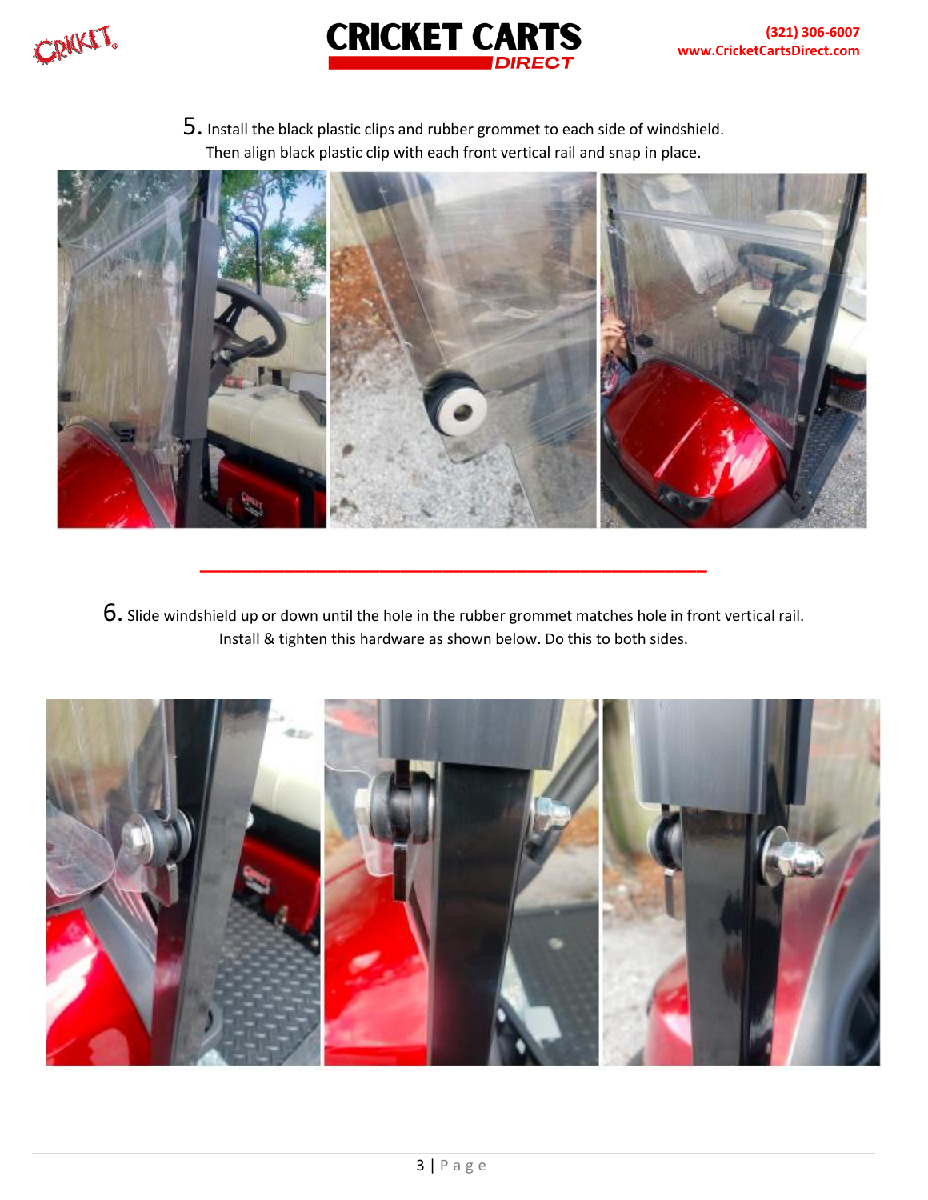5. Install the black plastic clips and rubber grommet to each side of windshield. Then align black plastic clip with each front vertical rail and snap in place.

---

6. Slide windshield up or down until the hole in the rubber grommet matches hole in front vertical rail. Install & tighten this hardware as shown below. Do this to both sides.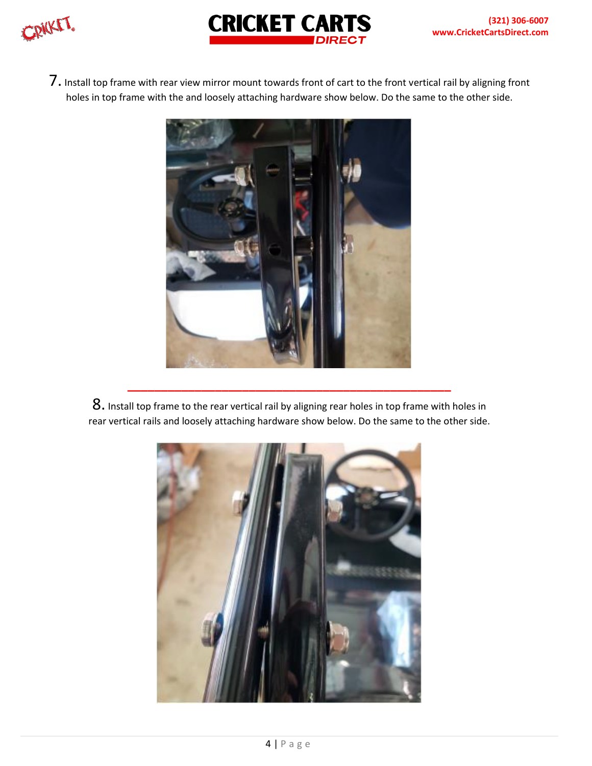7. Install top frame with rear view mirror mount towards front of cart to the front vertical rail by aligning front holes in top frame with the and loosely attaching hardware show below. Do the same to the other side.

---

8. Install top frame to the rear vertical rail by aligning rear holes in top frame with holes in rear vertical rails and loosely attaching hardware show below. Do the same to the other side.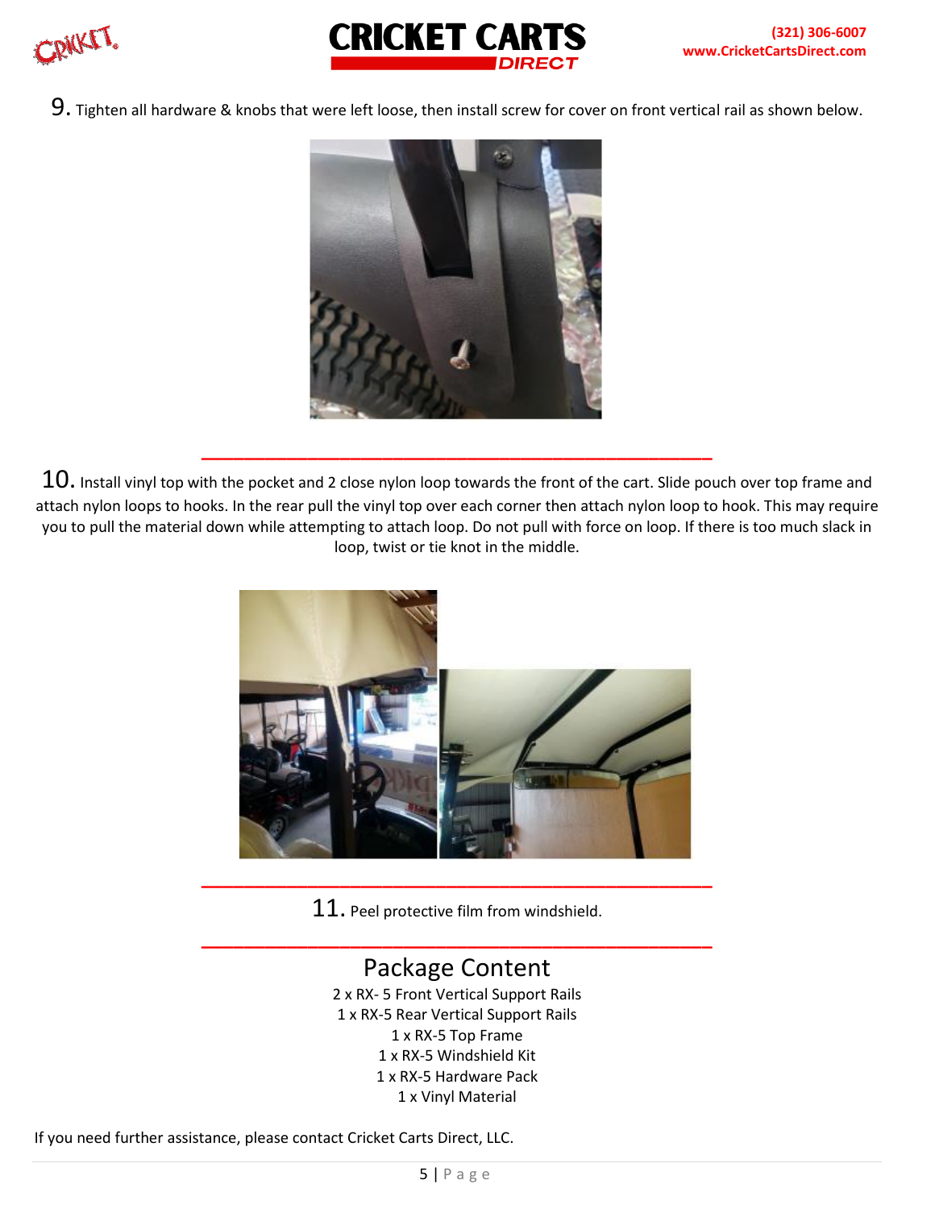9. Tighten all hardware & knobs that were left loose, then install screw for cover on front vertical rail as shown below.

10. Install vinyl top with the pocket and 2 close nylon loop towards the front of the cart. Slide pouch over top frame and attach nylon loops to hooks. In the rear pull the vinyl top over each corner then attach nylon loop to hook. This may require you to pull the material down while attempting to attach loop. Do not pull with force on loop. If there is too much slack in loop, twist or tie knot in the middle.

11. Peel protective film from windshield.

## Package Content

2 x RX- 5 Front Vertical Support Rails
1 x RX-5 Rear Vertical Support Rails
1 x RX-5 Top Frame
1 x RX-5 Windshield Kit
1 x RX-5 Hardware Pack
1 x Vinyl Material

If you need further assistance, please contact Cricket Carts Direct, LLC.